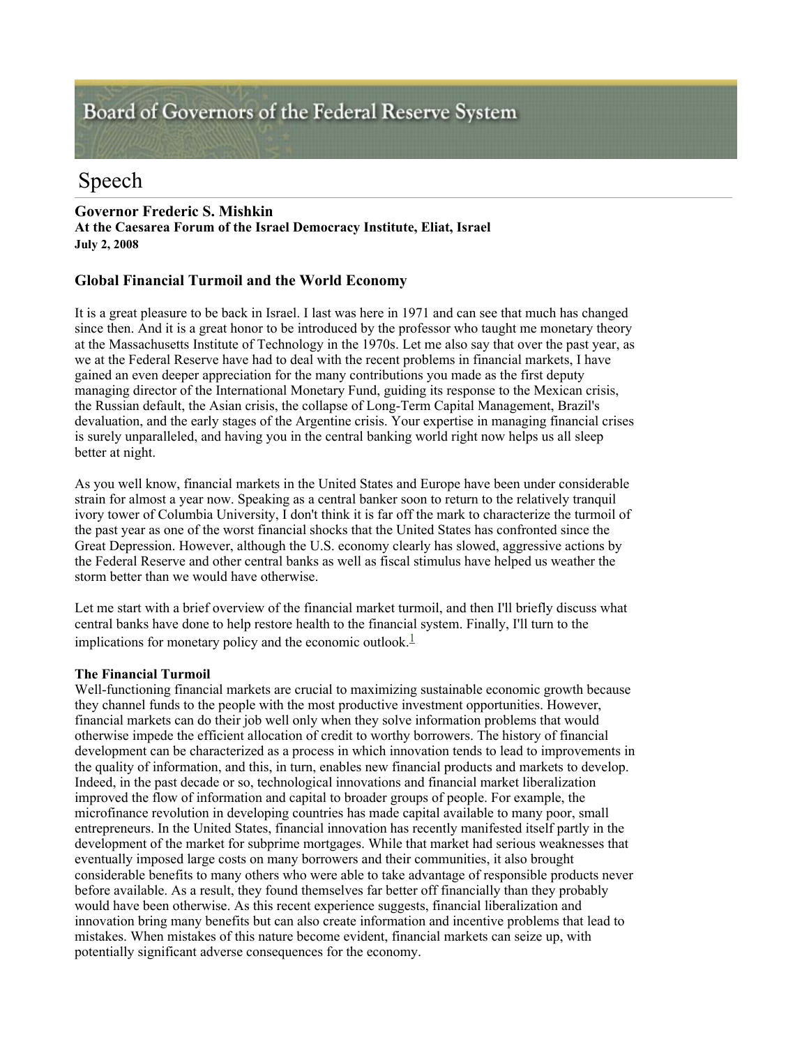# Board of Governors of the Federal Reserve System

## Speech

**Governor Frederic S. Mishkin**
**At the Caesarea Forum of the Israel Democracy Institute, Eliat, Israel**
**July 2, 2008**

### Global Financial Turmoil and the World Economy

It is a great pleasure to be back in Israel. I last was here in 1971 and can see that much has changed since then. And it is a great honor to be introduced by the professor who taught me monetary theory at the Massachusetts Institute of Technology in the 1970s. Let me also say that over the past year, as we at the Federal Reserve have had to deal with the recent problems in financial markets, I have gained an even deeper appreciation for the many contributions you made as the first deputy managing director of the International Monetary Fund, guiding its response to the Mexican crisis, the Russian default, the Asian crisis, the collapse of Long-Term Capital Management, Brazil's devaluation, and the early stages of the Argentine crisis. Your expertise in managing financial crises is surely unparalleled, and having you in the central banking world right now helps us all sleep better at night.

As you well know, financial markets in the United States and Europe have been under considerable strain for almost a year now. Speaking as a central banker soon to return to the relatively tranquil ivory tower of Columbia University, I don't think it is far off the mark to characterize the turmoil of the past year as one of the worst financial shocks that the United States has confronted since the Great Depression. However, although the U.S. economy clearly has slowed, aggressive actions by the Federal Reserve and other central banks as well as fiscal stimulus have helped us weather the storm better than we would have otherwise.

Let me start with a brief overview of the financial market turmoil, and then I'll briefly discuss what central banks have done to help restore health to the financial system. Finally, I'll turn to the implications for monetary policy and the economic outlook.[1]

**The Financial Turmoil**

Well-functioning financial markets are crucial to maximizing sustainable economic growth because they channel funds to the people with the most productive investment opportunities. However, financial markets can do their job well only when they solve information problems that would otherwise impede the efficient allocation of credit to worthy borrowers. The history of financial development can be characterized as a process in which innovation tends to lead to improvements in the quality of information, and this, in turn, enables new financial products and markets to develop. Indeed, in the past decade or so, technological innovations and financial market liberalization improved the flow of information and capital to broader groups of people. For example, the microfinance revolution in developing countries has made capital available to many poor, small entrepreneurs. In the United States, financial innovation has recently manifested itself partly in the development of the market for subprime mortgages. While that market had serious weaknesses that eventually imposed large costs on many borrowers and their communities, it also brought considerable benefits to many others who were able to take advantage of responsible products never before available. As a result, they found themselves far better off financially than they probably would have been otherwise. As this recent experience suggests, financial liberalization and innovation bring many benefits but can also create information and incentive problems that lead to mistakes. When mistakes of this nature become evident, financial markets can seize up, with potentially significant adverse consequences for the economy.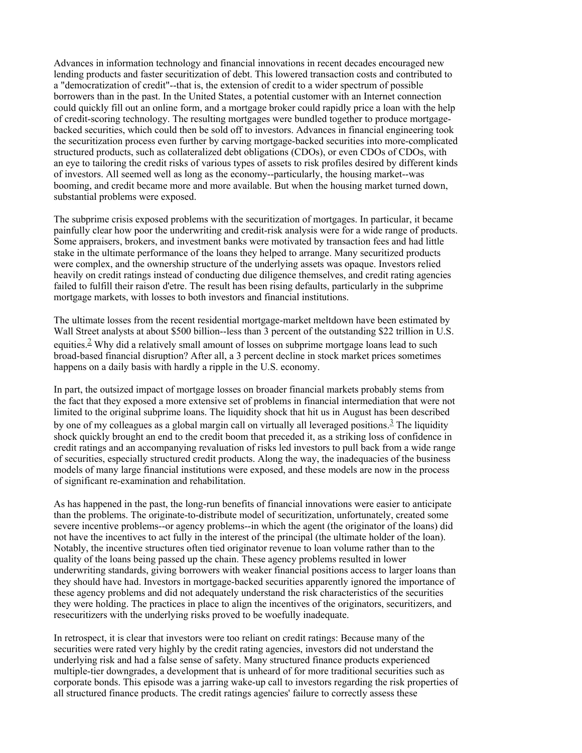Advances in information technology and financial innovations in recent decades encouraged new lending products and faster securitization of debt. This lowered transaction costs and contributed to a "democratization of credit"--that is, the extension of credit to a wider spectrum of possible borrowers than in the past. In the United States, a potential customer with an Internet connection could quickly fill out an online form, and a mortgage broker could rapidly price a loan with the help of credit-scoring technology. The resulting mortgages were bundled together to produce mortgage-backed securities, which could then be sold off to investors. Advances in financial engineering took the securitization process even further by carving mortgage-backed securities into more-complicated structured products, such as collateralized debt obligations (CDOs), or even CDOs of CDOs, with an eye to tailoring the credit risks of various types of assets to risk profiles desired by different kinds of investors. All seemed well as long as the economy--particularly, the housing market--was booming, and credit became more and more available. But when the housing market turned down, substantial problems were exposed.

The subprime crisis exposed problems with the securitization of mortgages. In particular, it became painfully clear how poor the underwriting and credit-risk analysis were for a wide range of products. Some appraisers, brokers, and investment banks were motivated by transaction fees and had little stake in the ultimate performance of the loans they helped to arrange. Many securitized products were complex, and the ownership structure of the underlying assets was opaque. Investors relied heavily on credit ratings instead of conducting due diligence themselves, and credit rating agencies failed to fulfill their raison d'etre. The result has been rising defaults, particularly in the subprime mortgage markets, with losses to both investors and financial institutions.

The ultimate losses from the recent residential mortgage-market meltdown have been estimated by Wall Street analysts at about $500 billion--less than 3 percent of the outstanding $22 trillion in U.S. equities.[2] Why did a relatively small amount of losses on subprime mortgage loans lead to such broad-based financial disruption? After all, a 3 percent decline in stock market prices sometimes happens on a daily basis with hardly a ripple in the U.S. economy.

In part, the outsized impact of mortgage losses on broader financial markets probably stems from the fact that they exposed a more extensive set of problems in financial intermediation that were not limited to the original subprime loans. The liquidity shock that hit us in August has been described by one of my colleagues as a global margin call on virtually all leveraged positions.[3] The liquidity shock quickly brought an end to the credit boom that preceded it, as a striking loss of confidence in credit ratings and an accompanying revaluation of risks led investors to pull back from a wide range of securities, especially structured credit products. Along the way, the inadequacies of the business models of many large financial institutions were exposed, and these models are now in the process of significant re-examination and rehabilitation.

As has happened in the past, the long-run benefits of financial innovations were easier to anticipate than the problems. The originate-to-distribute model of securitization, unfortunately, created some severe incentive problems--or agency problems--in which the agent (the originator of the loans) did not have the incentives to act fully in the interest of the principal (the ultimate holder of the loan). Notably, the incentive structures often tied originator revenue to loan volume rather than to the quality of the loans being passed up the chain. These agency problems resulted in lower underwriting standards, giving borrowers with weaker financial positions access to larger loans than they should have had. Investors in mortgage-backed securities apparently ignored the importance of these agency problems and did not adequately understand the risk characteristics of the securities they were holding. The practices in place to align the incentives of the originators, securitizers, and resecuritizers with the underlying risks proved to be woefully inadequate.

In retrospect, it is clear that investors were too reliant on credit ratings: Because many of the securities were rated very highly by the credit rating agencies, investors did not understand the underlying risk and had a false sense of safety. Many structured finance products experienced multiple-tier downgrades, a development that is unheard of for more traditional securities such as corporate bonds. This episode was a jarring wake-up call to investors regarding the risk properties of all structured finance products. The credit ratings agencies' failure to correctly assess these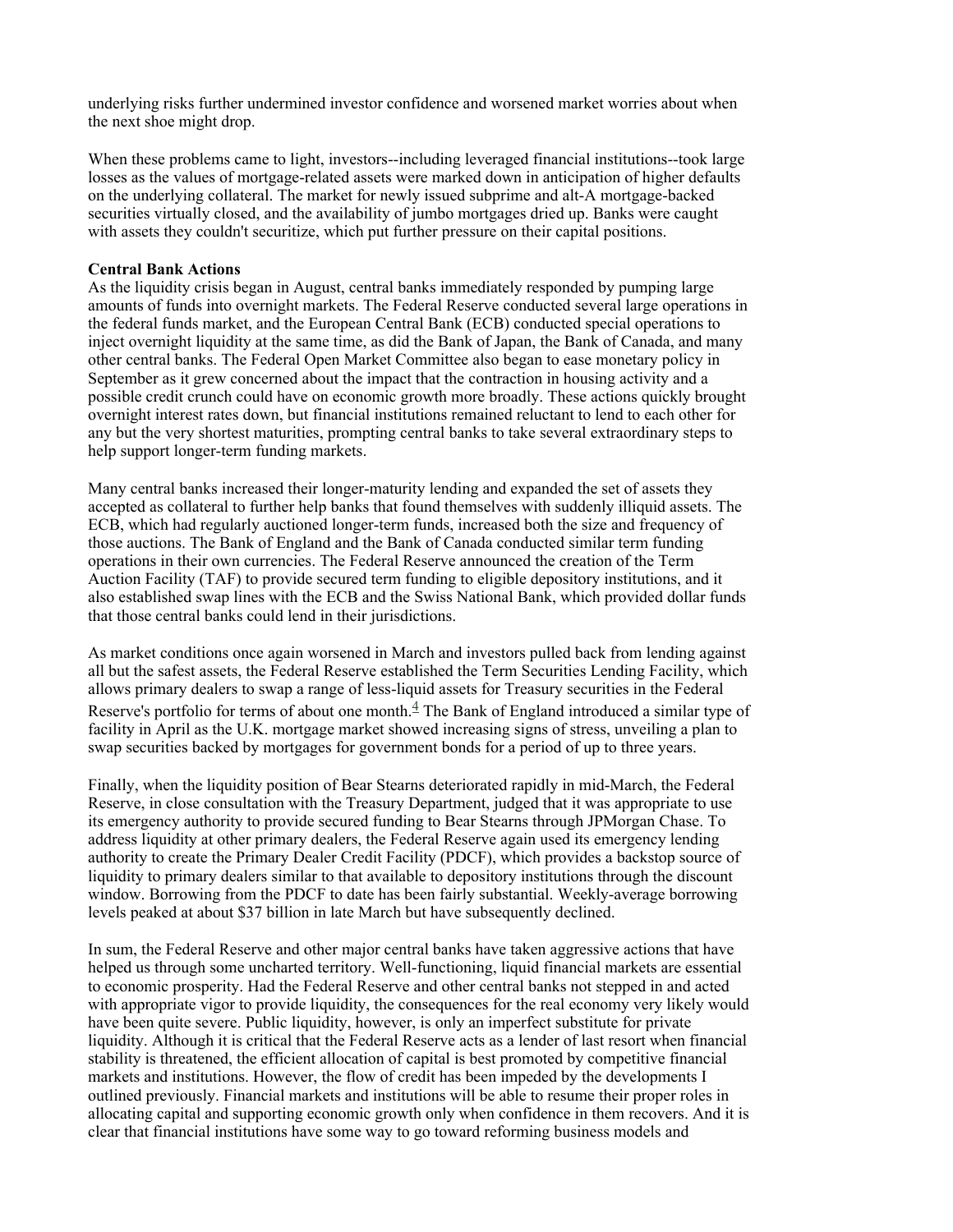underlying risks further undermined investor confidence and worsened market worries about when the next shoe might drop.

When these problems came to light, investors--including leveraged financial institutions--took large losses as the values of mortgage-related assets were marked down in anticipation of higher defaults on the underlying collateral. The market for newly issued subprime and alt-A mortgage-backed securities virtually closed, and the availability of jumbo mortgages dried up. Banks were caught with assets they couldn't securitize, which put further pressure on their capital positions.

**Central Bank Actions**
As the liquidity crisis began in August, central banks immediately responded by pumping large amounts of funds into overnight markets. The Federal Reserve conducted several large operations in the federal funds market, and the European Central Bank (ECB) conducted special operations to inject overnight liquidity at the same time, as did the Bank of Japan, the Bank of Canada, and many other central banks. The Federal Open Market Committee also began to ease monetary policy in September as it grew concerned about the impact that the contraction in housing activity and a possible credit crunch could have on economic growth more broadly. These actions quickly brought overnight interest rates down, but financial institutions remained reluctant to lend to each other for any but the very shortest maturities, prompting central banks to take several extraordinary steps to help support longer-term funding markets.

Many central banks increased their longer-maturity lending and expanded the set of assets they accepted as collateral to further help banks that found themselves with suddenly illiquid assets. The ECB, which had regularly auctioned longer-term funds, increased both the size and frequency of those auctions. The Bank of England and the Bank of Canada conducted similar term funding operations in their own currencies. The Federal Reserve announced the creation of the Term Auction Facility (TAF) to provide secured term funding to eligible depository institutions, and it also established swap lines with the ECB and the Swiss National Bank, which provided dollar funds that those central banks could lend in their jurisdictions.

As market conditions once again worsened in March and investors pulled back from lending against all but the safest assets, the Federal Reserve established the Term Securities Lending Facility, which allows primary dealers to swap a range of less-liquid assets for Treasury securities in the Federal Reserve's portfolio for terms of about one month.[4] The Bank of England introduced a similar type of facility in April as the U.K. mortgage market showed increasing signs of stress, unveiling a plan to swap securities backed by mortgages for government bonds for a period of up to three years.

Finally, when the liquidity position of Bear Stearns deteriorated rapidly in mid-March, the Federal Reserve, in close consultation with the Treasury Department, judged that it was appropriate to use its emergency authority to provide secured funding to Bear Stearns through JPMorgan Chase. To address liquidity at other primary dealers, the Federal Reserve again used its emergency lending authority to create the Primary Dealer Credit Facility (PDCF), which provides a backstop source of liquidity to primary dealers similar to that available to depository institutions through the discount window. Borrowing from the PDCF to date has been fairly substantial. Weekly-average borrowing levels peaked at about $37 billion in late March but have subsequently declined.

In sum, the Federal Reserve and other major central banks have taken aggressive actions that have helped us through some uncharted territory. Well-functioning, liquid financial markets are essential to economic prosperity. Had the Federal Reserve and other central banks not stepped in and acted with appropriate vigor to provide liquidity, the consequences for the real economy very likely would have been quite severe. Public liquidity, however, is only an imperfect substitute for private liquidity. Although it is critical that the Federal Reserve acts as a lender of last resort when financial stability is threatened, the efficient allocation of capital is best promoted by competitive financial markets and institutions. However, the flow of credit has been impeded by the developments I outlined previously. Financial markets and institutions will be able to resume their proper roles in allocating capital and supporting economic growth only when confidence in them recovers. And it is clear that financial institutions have some way to go toward reforming business models and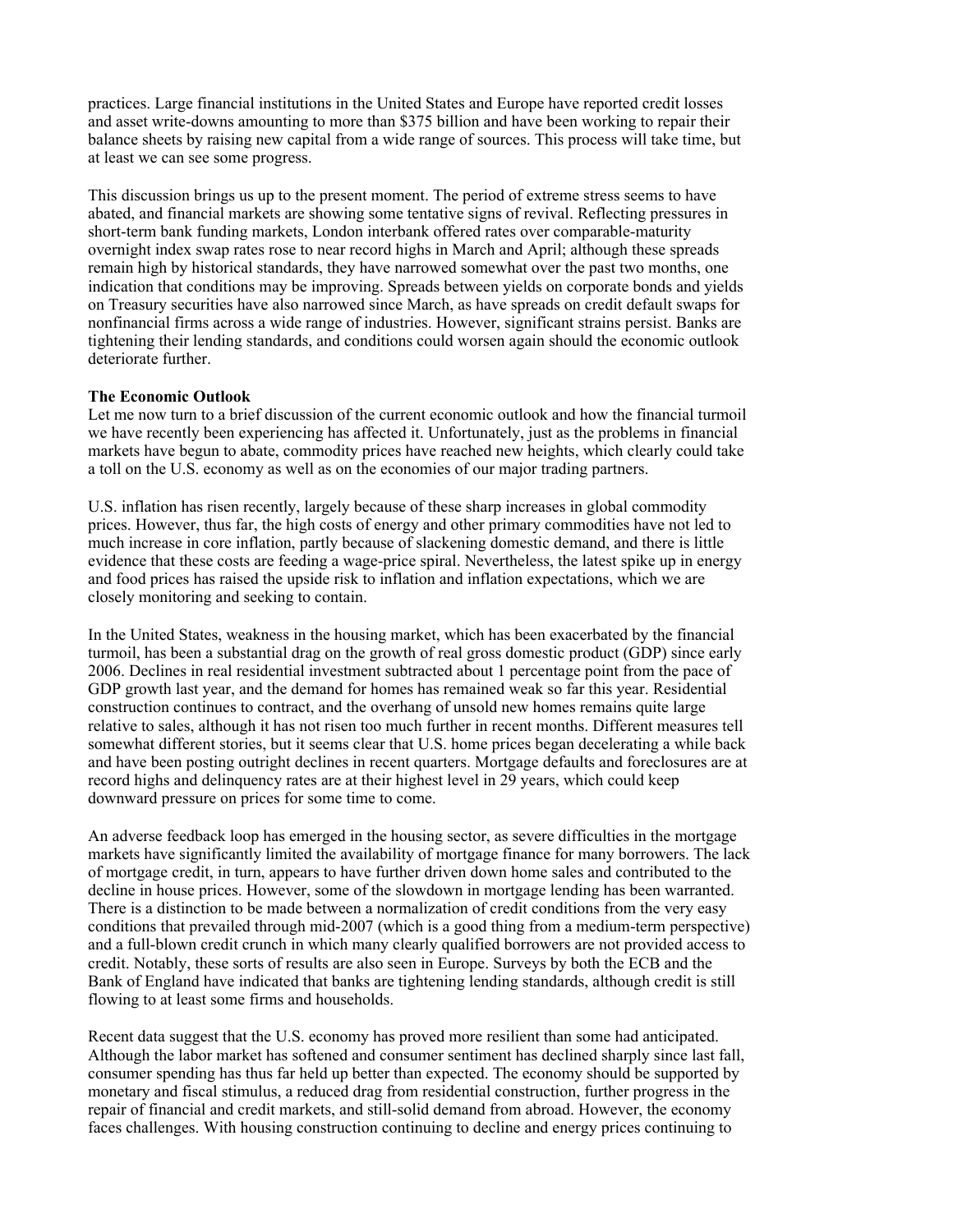practices. Large financial institutions in the United States and Europe have reported credit losses and asset write-downs amounting to more than $375 billion and have been working to repair their balance sheets by raising new capital from a wide range of sources. This process will take time, but at least we can see some progress.

This discussion brings us up to the present moment. The period of extreme stress seems to have abated, and financial markets are showing some tentative signs of revival. Reflecting pressures in short-term bank funding markets, London interbank offered rates over comparable-maturity overnight index swap rates rose to near record highs in March and April; although these spreads remain high by historical standards, they have narrowed somewhat over the past two months, one indication that conditions may be improving. Spreads between yields on corporate bonds and yields on Treasury securities have also narrowed since March, as have spreads on credit default swaps for nonfinancial firms across a wide range of industries. However, significant strains persist. Banks are tightening their lending standards, and conditions could worsen again should the economic outlook deteriorate further.

**The Economic Outlook**

Let me now turn to a brief discussion of the current economic outlook and how the financial turmoil we have recently been experiencing has affected it. Unfortunately, just as the problems in financial markets have begun to abate, commodity prices have reached new heights, which clearly could take a toll on the U.S. economy as well as on the economies of our major trading partners.

U.S. inflation has risen recently, largely because of these sharp increases in global commodity prices. However, thus far, the high costs of energy and other primary commodities have not led to much increase in core inflation, partly because of slackening domestic demand, and there is little evidence that these costs are feeding a wage-price spiral. Nevertheless, the latest spike up in energy and food prices has raised the upside risk to inflation and inflation expectations, which we are closely monitoring and seeking to contain.

In the United States, weakness in the housing market, which has been exacerbated by the financial turmoil, has been a substantial drag on the growth of real gross domestic product (GDP) since early 2006. Declines in real residential investment subtracted about 1 percentage point from the pace of GDP growth last year, and the demand for homes has remained weak so far this year. Residential construction continues to contract, and the overhang of unsold new homes remains quite large relative to sales, although it has not risen too much further in recent months. Different measures tell somewhat different stories, but it seems clear that U.S. home prices began decelerating a while back and have been posting outright declines in recent quarters. Mortgage defaults and foreclosures are at record highs and delinquency rates are at their highest level in 29 years, which could keep downward pressure on prices for some time to come.

An adverse feedback loop has emerged in the housing sector, as severe difficulties in the mortgage markets have significantly limited the availability of mortgage finance for many borrowers. The lack of mortgage credit, in turn, appears to have further driven down home sales and contributed to the decline in house prices. However, some of the slowdown in mortgage lending has been warranted. There is a distinction to be made between a normalization of credit conditions from the very easy conditions that prevailed through mid-2007 (which is a good thing from a medium-term perspective) and a full-blown credit crunch in which many clearly qualified borrowers are not provided access to credit. Notably, these sorts of results are also seen in Europe. Surveys by both the ECB and the Bank of England have indicated that banks are tightening lending standards, although credit is still flowing to at least some firms and households.

Recent data suggest that the U.S. economy has proved more resilient than some had anticipated. Although the labor market has softened and consumer sentiment has declined sharply since last fall, consumer spending has thus far held up better than expected. The economy should be supported by monetary and fiscal stimulus, a reduced drag from residential construction, further progress in the repair of financial and credit markets, and still-solid demand from abroad. However, the economy faces challenges. With housing construction continuing to decline and energy prices continuing to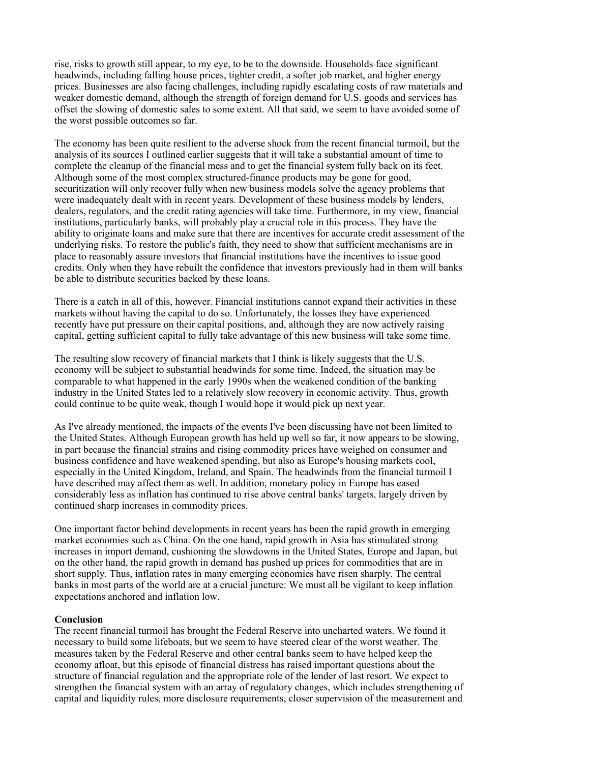rise, risks to growth still appear, to my eye, to be to the downside. Households face significant headwinds, including falling house prices, tighter credit, a softer job market, and higher energy prices. Businesses are also facing challenges, including rapidly escalating costs of raw materials and weaker domestic demand, although the strength of foreign demand for U.S. goods and services has offset the slowing of domestic sales to some extent. All that said, we seem to have avoided some of the worst possible outcomes so far.

The economy has been quite resilient to the adverse shock from the recent financial turmoil, but the analysis of its sources I outlined earlier suggests that it will take a substantial amount of time to complete the cleanup of the financial mess and to get the financial system fully back on its feet. Although some of the most complex structured-finance products may be gone for good, securitization will only recover fully when new business models solve the agency problems that were inadequately dealt with in recent years. Development of these business models by lenders, dealers, regulators, and the credit rating agencies will take time. Furthermore, in my view, financial institutions, particularly banks, will probably play a crucial role in this process. They have the ability to originate loans and make sure that there are incentives for accurate credit assessment of the underlying risks. To restore the public's faith, they need to show that sufficient mechanisms are in place to reasonably assure investors that financial institutions have the incentives to issue good credits. Only when they have rebuilt the confidence that investors previously had in them will banks be able to distribute securities backed by these loans.

There is a catch in all of this, however. Financial institutions cannot expand their activities in these markets without having the capital to do so. Unfortunately, the losses they have experienced recently have put pressure on their capital positions, and, although they are now actively raising capital, getting sufficient capital to fully take advantage of this new business will take some time.

The resulting slow recovery of financial markets that I think is likely suggests that the U.S. economy will be subject to substantial headwinds for some time. Indeed, the situation may be comparable to what happened in the early 1990s when the weakened condition of the banking industry in the United States led to a relatively slow recovery in economic activity. Thus, growth could continue to be quite weak, though I would hope it would pick up next year.

As I've already mentioned, the impacts of the events I've been discussing have not been limited to the United States. Although European growth has held up well so far, it now appears to be slowing, in part because the financial strains and rising commodity prices have weighed on consumer and business confidence and have weakened spending, but also as Europe's housing markets cool, especially in the United Kingdom, Ireland, and Spain. The headwinds from the financial turmoil I have described may affect them as well. In addition, monetary policy in Europe has eased considerably less as inflation has continued to rise above central banks' targets, largely driven by continued sharp increases in commodity prices.

One important factor behind developments in recent years has been the rapid growth in emerging market economies such as China. On the one hand, rapid growth in Asia has stimulated strong increases in import demand, cushioning the slowdowns in the United States, Europe and Japan, but on the other hand, the rapid growth in demand has pushed up prices for commodities that are in short supply. Thus, inflation rates in many emerging economies have risen sharply. The central banks in most parts of the world are at a crucial juncture: We must all be vigilant to keep inflation expectations anchored and inflation low.

**Conclusion**

The recent financial turmoil has brought the Federal Reserve into uncharted waters. We found it necessary to build some lifeboats, but we seem to have steered clear of the worst weather. The measures taken by the Federal Reserve and other central banks seem to have helped keep the economy afloat, but this episode of financial distress has raised important questions about the structure of financial regulation and the appropriate role of the lender of last resort. We expect to strengthen the financial system with an array of regulatory changes, which includes strengthening of capital and liquidity rules, more disclosure requirements, closer supervision of the measurement and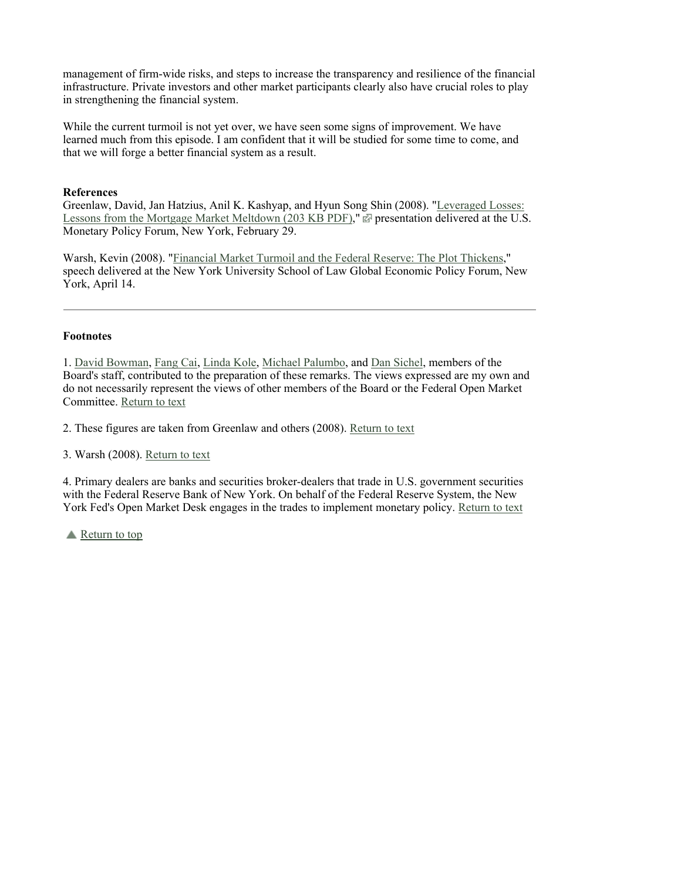management of firm-wide risks, and steps to increase the transparency and resilience of the financial infrastructure. Private investors and other market participants clearly also have crucial roles to play in strengthening the financial system.

While the current turmoil is not yet over, we have seen some signs of improvement. We have learned much from this episode. I am confident that it will be studied for some time to come, and that we will forge a better financial system as a result.

**References**

Greenlaw, David, Jan Hatzius, Anil K. Kashyap, and Hyun Song Shin (2008). "Leveraged Losses: Lessons from the Mortgage Market Meltdown (203 KB PDF)," presentation delivered at the U.S. Monetary Policy Forum, New York, February 29.

Warsh, Kevin (2008). "Financial Market Turmoil and the Federal Reserve: The Plot Thickens," speech delivered at the New York University School of Law Global Economic Policy Forum, New York, April 14.

---

**Footnotes**

1. David Bowman, Fang Cai, Linda Kole, Michael Palumbo, and Dan Sichel, members of the Board's staff, contributed to the preparation of these remarks. The views expressed are my own and do not necessarily represent the views of other members of the Board or the Federal Open Market Committee. Return to text

2. These figures are taken from Greenlaw and others (2008). Return to text

3. Warsh (2008). Return to text

4. Primary dealers are banks and securities broker-dealers that trade in U.S. government securities with the Federal Reserve Bank of New York. On behalf of the Federal Reserve System, the New York Fed's Open Market Desk engages in the trades to implement monetary policy. Return to text

Return to top